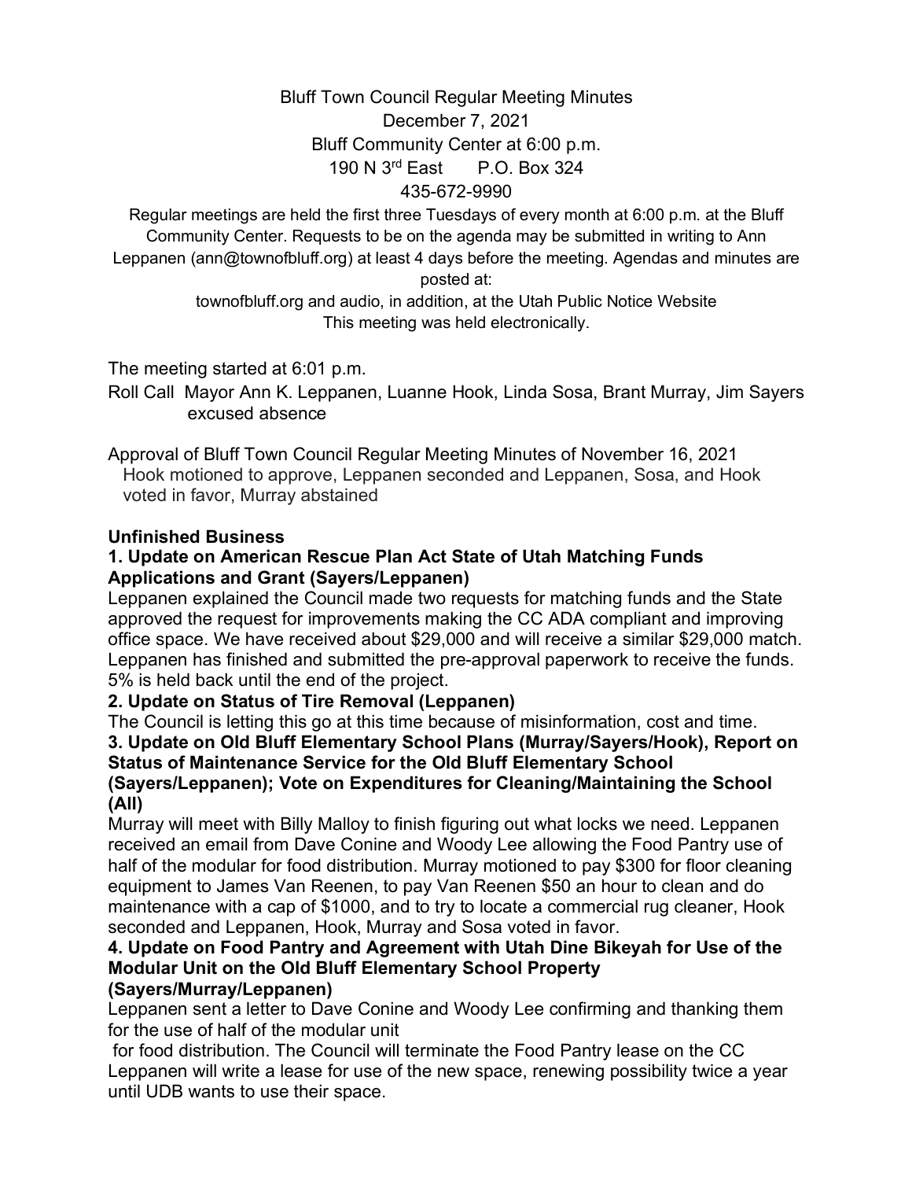# Bluff Town Council Regular Meeting Minutes

December 7, 2021
Bluff Community Center at 6:00 p.m.
190 N 3rd East    P.O. Box 324
435-672-9990

Regular meetings are held the first three Tuesdays of every month at 6:00 p.m. at the Bluff Community Center. Requests to be on the agenda may be submitted in writing to Ann Leppanen (ann@townofbluff.org) at least 4 days before the meeting. Agendas and minutes are posted at:
townofbluff.org and audio, in addition, at the Utah Public Notice Website
This meeting was held electronically.

The meeting started at 6:01 p.m.

Roll Call Mayor Ann K. Leppanen, Luanne Hook, Linda Sosa, Brant Murray, Jim Sayers excused absence

Approval of Bluff Town Council Regular Meeting Minutes of November 16, 2021
Hook motioned to approve, Leppanen seconded and Leppanen, Sosa, and Hook voted in favor, Murray abstained

**Unfinished Business**

**1. Update on American Rescue Plan Act State of Utah Matching Funds Applications and Grant (Sayers/Leppanen)**

Leppanen explained the Council made two requests for matching funds and the State approved the request for improvements making the CC ADA compliant and improving office space. We have received about $29,000 and will receive a similar $29,000 match. Leppanen has finished and submitted the pre-approval paperwork to receive the funds. 5% is held back until the end of the project.

**2. Update on Status of Tire Removal (Leppanen)**

The Council is letting this go at this time because of misinformation, cost and time.

**3. Update on Old Bluff Elementary School Plans (Murray/Sayers/Hook), Report on Status of Maintenance Service for the Old Bluff Elementary School (Sayers/Leppanen); Vote on Expenditures for Cleaning/Maintaining the School (All)**

Murray will meet with Billy Malloy to finish figuring out what locks we need. Leppanen received an email from Dave Conine and Woody Lee allowing the Food Pantry use of half of the modular for food distribution. Murray motioned to pay $300 for floor cleaning equipment to James Van Reenen, to pay Van Reenen $50 an hour to clean and do maintenance with a cap of $1000, and to try to locate a commercial rug cleaner, Hook seconded and Leppanen, Hook, Murray and Sosa voted in favor.

**4. Update on Food Pantry and Agreement with Utah Dine Bikeyah for Use of the Modular Unit on the Old Bluff Elementary School Property (Sayers/Murray/Leppanen)**

Leppanen sent a letter to Dave Conine and Woody Lee confirming and thanking them for the use of half of the modular unit for food distribution. The Council will terminate the Food Pantry lease on the CC Leppanen will write a lease for use of the new space, renewing possibility twice a year until UDB wants to use their space.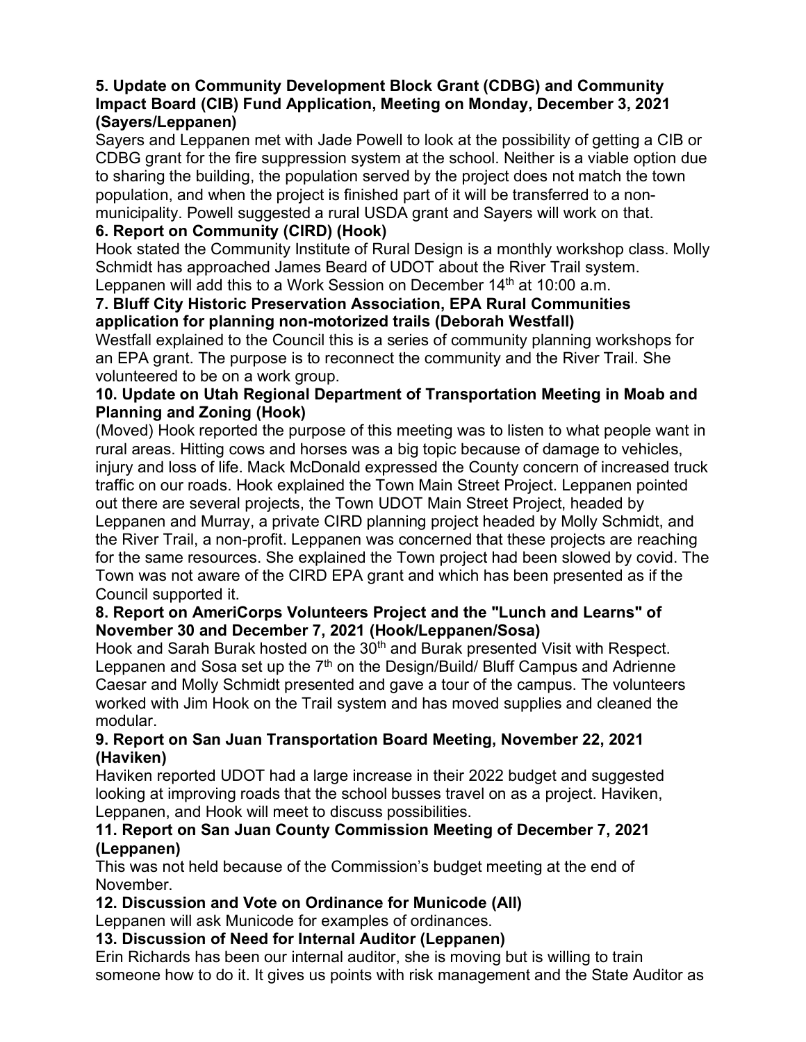**5. Update on Community Development Block Grant (CDBG) and Community Impact Board (CIB) Fund Application, Meeting on Monday, December 3, 2021 (Sayers/Leppanen)**

Sayers and Leppanen met with Jade Powell to look at the possibility of getting a CIB or CDBG grant for the fire suppression system at the school. Neither is a viable option due to sharing the building, the population served by the project does not match the town population, and when the project is finished part of it will be transferred to a non-municipality. Powell suggested a rural USDA grant and Sayers will work on that.

**6. Report on Community (CIRD) (Hook)**

Hook stated the Community Institute of Rural Design is a monthly workshop class. Molly Schmidt has approached James Beard of UDOT about the River Trail system. Leppanen will add this to a Work Session on December 14th at 10:00 a.m.

**7. Bluff City Historic Preservation Association, EPA Rural Communities application for planning non-motorized trails (Deborah Westfall)**

Westfall explained to the Council this is a series of community planning workshops for an EPA grant. The purpose is to reconnect the community and the River Trail. She volunteered to be on a work group.

**10. Update on Utah Regional Department of Transportation Meeting in Moab and Planning and Zoning (Hook)**

(Moved) Hook reported the purpose of this meeting was to listen to what people want in rural areas. Hitting cows and horses was a big topic because of damage to vehicles, injury and loss of life. Mack McDonald expressed the County concern of increased truck traffic on our roads. Hook explained the Town Main Street Project. Leppanen pointed out there are several projects, the Town UDOT Main Street Project, headed by Leppanen and Murray, a private CIRD planning project headed by Molly Schmidt, and the River Trail, a non-profit. Leppanen was concerned that these projects are reaching for the same resources. She explained the Town project had been slowed by covid. The Town was not aware of the CIRD EPA grant and which has been presented as if the Council supported it.

**8. Report on AmeriCorps Volunteers Project and the "Lunch and Learns" of November 30 and December 7, 2021 (Hook/Leppanen/Sosa)**

Hook and Sarah Burak hosted on the 30th and Burak presented Visit with Respect. Leppanen and Sosa set up the 7th on the Design/Build/ Bluff Campus and Adrienne Caesar and Molly Schmidt presented and gave a tour of the campus. The volunteers worked with Jim Hook on the Trail system and has moved supplies and cleaned the modular.

**9. Report on San Juan Transportation Board Meeting, November 22, 2021 (Haviken)**

Haviken reported UDOT had a large increase in their 2022 budget and suggested looking at improving roads that the school busses travel on as a project. Haviken, Leppanen, and Hook will meet to discuss possibilities.

**11. Report on San Juan County Commission Meeting of December 7, 2021 (Leppanen)**

This was not held because of the Commission's budget meeting at the end of November.

**12. Discussion and Vote on Ordinance for Municode (All)**

Leppanen will ask Municode for examples of ordinances.

**13. Discussion of Need for Internal Auditor (Leppanen)**

Erin Richards has been our internal auditor, she is moving but is willing to train someone how to do it. It gives us points with risk management and the State Auditor as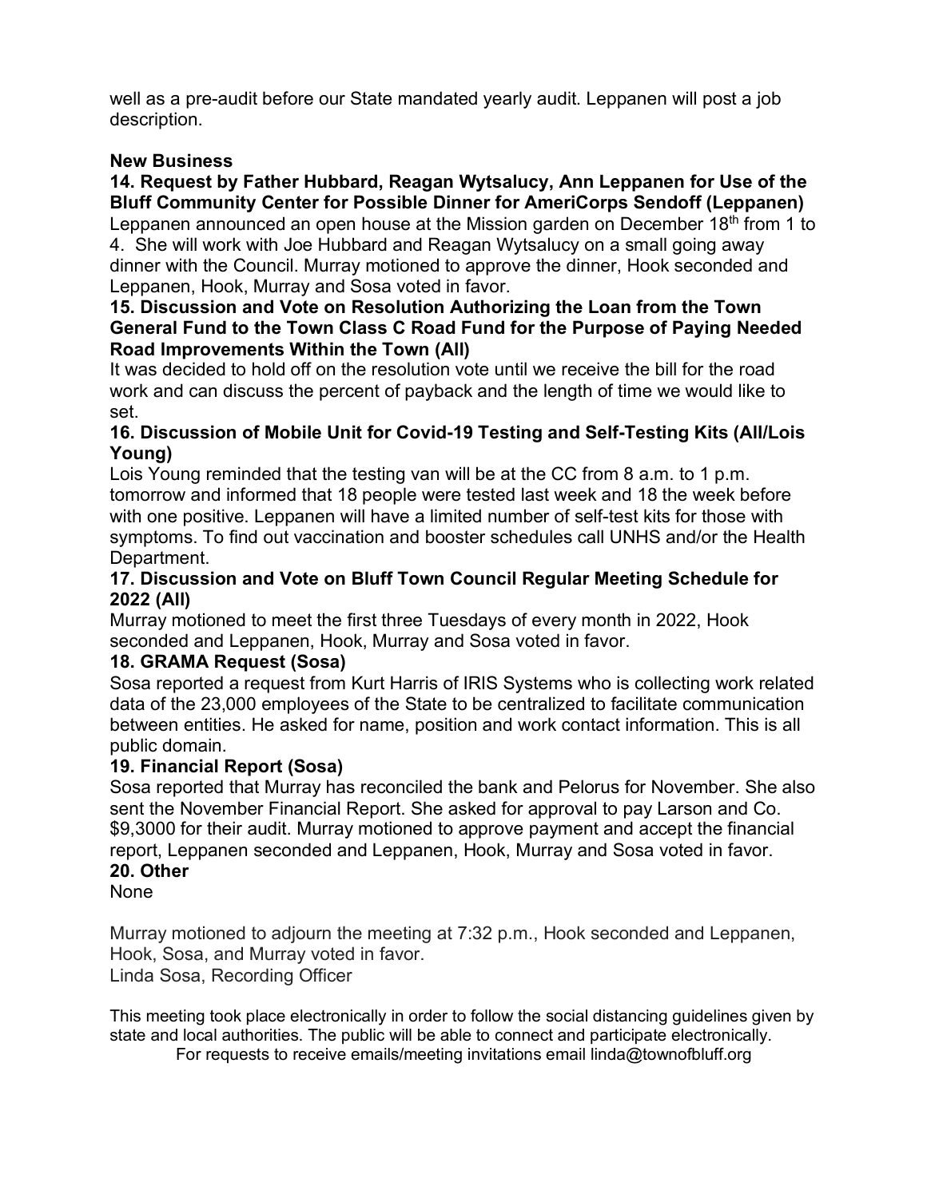well as a pre-audit before our State mandated yearly audit. Leppanen will post a job description.

**New Business**

**14. Request by Father Hubbard, Reagan Wytsalucy, Ann Leppanen for Use of the Bluff Community Center for Possible Dinner for AmeriCorps Sendoff (Leppanen)**

Leppanen announced an open house at the Mission garden on December 18th from 1 to 4. She will work with Joe Hubbard and Reagan Wytsalucy on a small going away dinner with the Council. Murray motioned to approve the dinner, Hook seconded and Leppanen, Hook, Murray and Sosa voted in favor.

**15. Discussion and Vote on Resolution Authorizing the Loan from the Town General Fund to the Town Class C Road Fund for the Purpose of Paying Needed Road Improvements Within the Town (All)**

It was decided to hold off on the resolution vote until we receive the bill for the road work and can discuss the percent of payback and the length of time we would like to set.

**16. Discussion of Mobile Unit for Covid-19 Testing and Self-Testing Kits (All/Lois Young)**

Lois Young reminded that the testing van will be at the CC from 8 a.m. to 1 p.m. tomorrow and informed that 18 people were tested last week and 18 the week before with one positive. Leppanen will have a limited number of self-test kits for those with symptoms. To find out vaccination and booster schedules call UNHS and/or the Health Department.

**17. Discussion and Vote on Bluff Town Council Regular Meeting Schedule for 2022 (All)**

Murray motioned to meet the first three Tuesdays of every month in 2022, Hook seconded and Leppanen, Hook, Murray and Sosa voted in favor.

**18. GRAMA Request (Sosa)**

Sosa reported a request from Kurt Harris of IRIS Systems who is collecting work related data of the 23,000 employees of the State to be centralized to facilitate communication between entities. He asked for name, position and work contact information. This is all public domain.

**19. Financial Report (Sosa)**

Sosa reported that Murray has reconciled the bank and Pelorus for November. She also sent the November Financial Report. She asked for approval to pay Larson and Co. $9,3000 for their audit. Murray motioned to approve payment and accept the financial report, Leppanen seconded and Leppanen, Hook, Murray and Sosa voted in favor.

**20. Other**

None

Murray motioned to adjourn the meeting at 7:32 p.m., Hook seconded and Leppanen, Hook, Sosa, and Murray voted in favor.
Linda Sosa, Recording Officer

This meeting took place electronically in order to follow the social distancing guidelines given by state and local authorities. The public will be able to connect and participate electronically.
For requests to receive emails/meeting invitations email linda@townofbluff.org